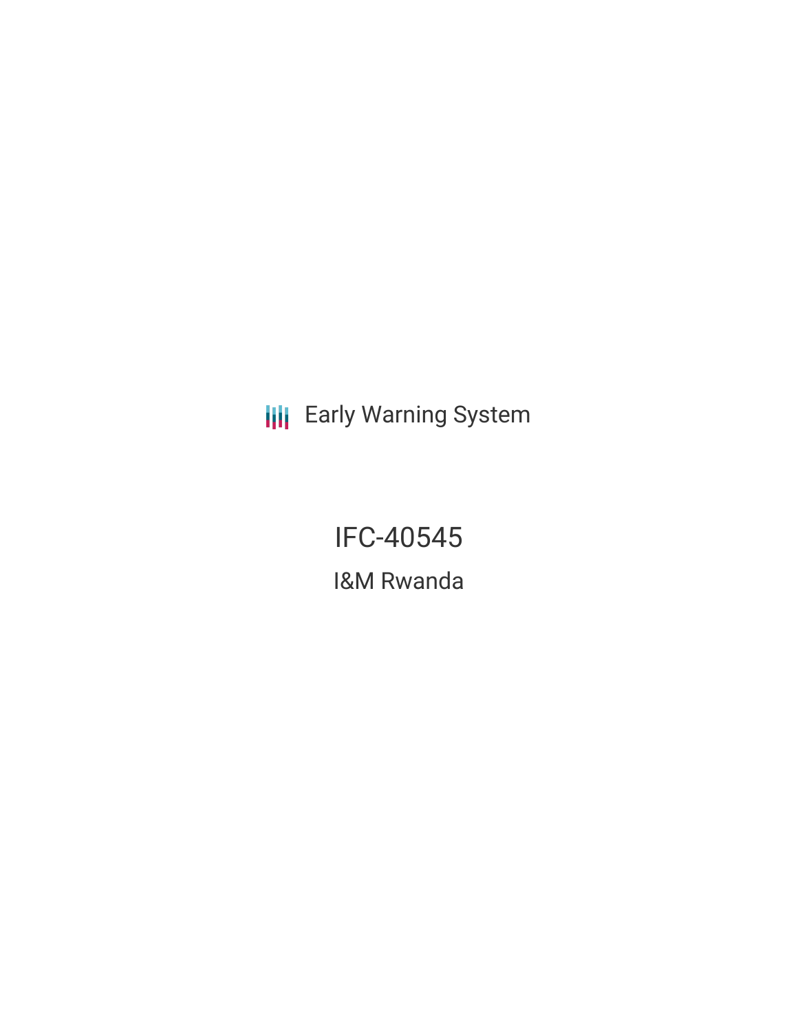Early Warning System

# IFC-40545

## I&M Rwanda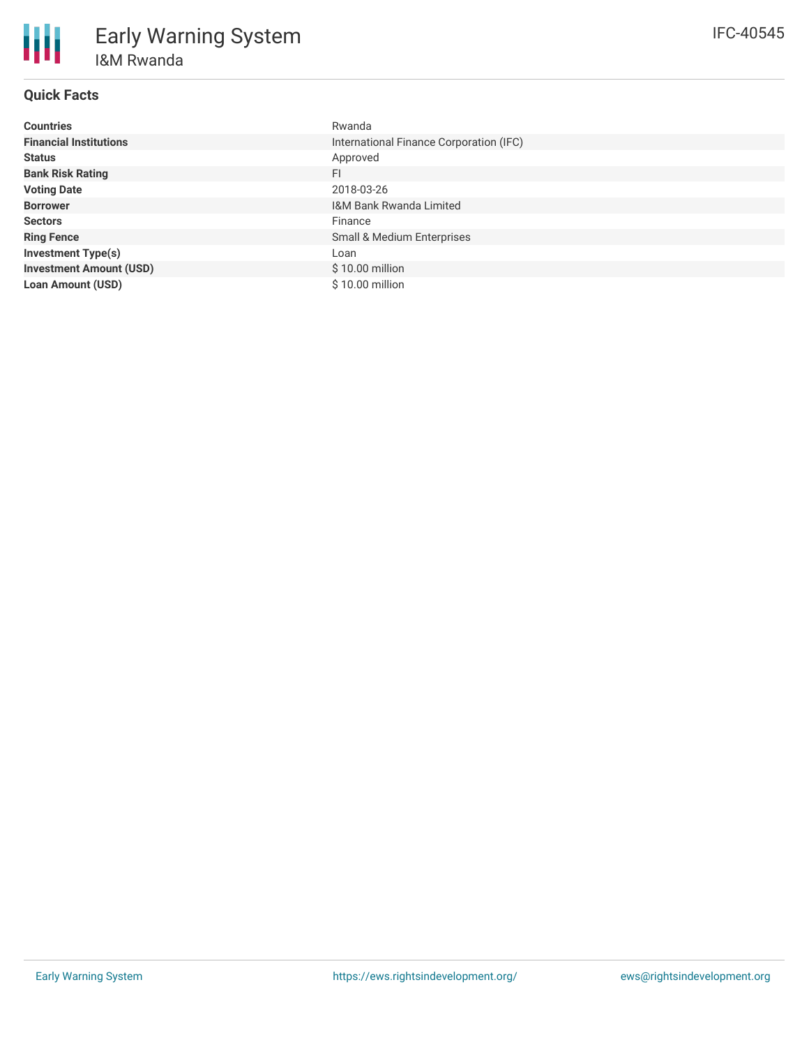# Early Warning System

## I&M Rwanda

IFC-40545

### Quick Facts

| | |
|---|---|
| **Countries** | Rwanda |
| **Financial Institutions** | International Finance Corporation (IFC) |
| **Status** | Approved |
| **Bank Risk Rating** | FI |
| **Voting Date** | 2018-03-26 |
| **Borrower** | I&M Bank Rwanda Limited |
| **Sectors** | Finance |
| **Ring Fence** | Small & Medium Enterprises |
| **Investment Type(s)** | Loan |
| **Investment Amount (USD)** | $ 10.00 million |
| **Loan Amount (USD)** | $ 10.00 million |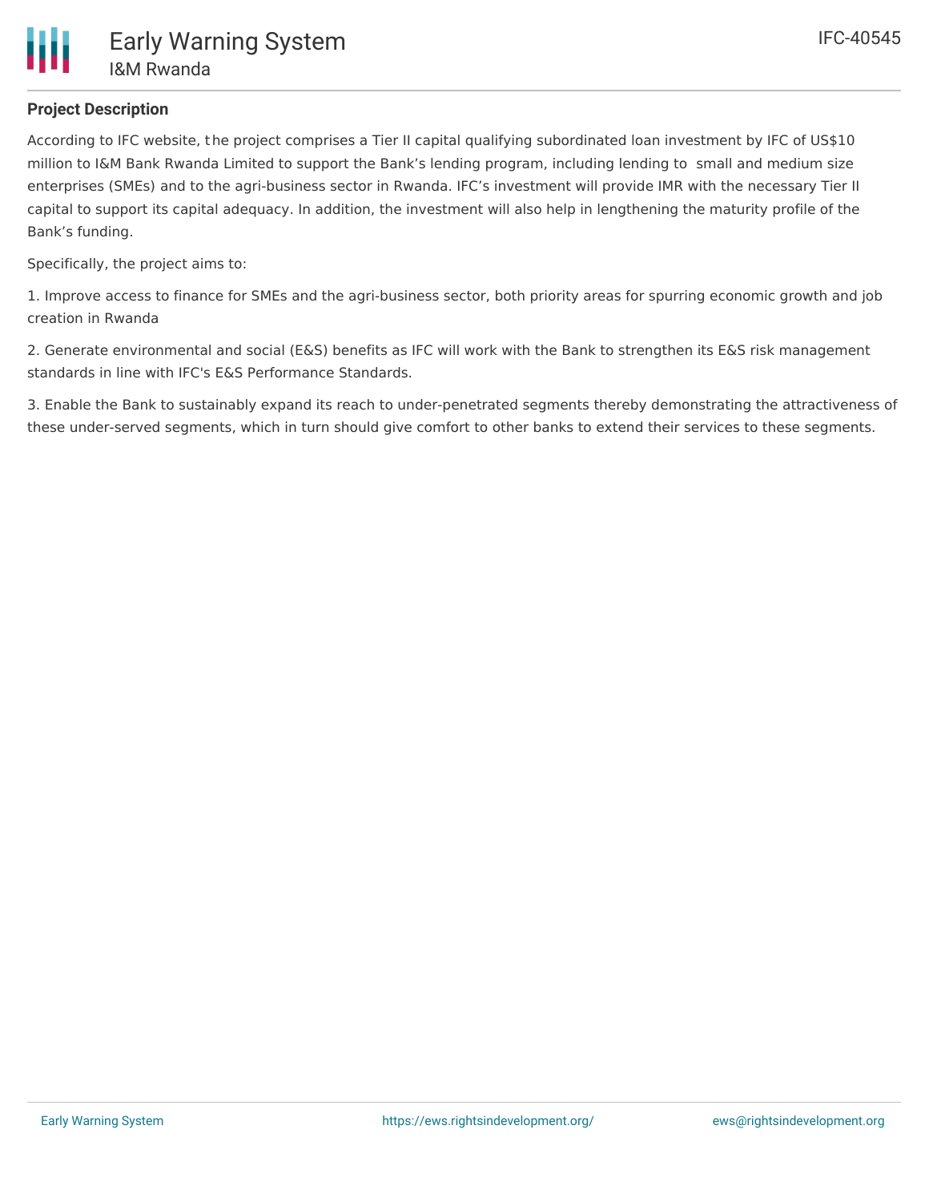### Project Description

According to IFC website, the project comprises a Tier II capital qualifying subordinated loan investment by IFC of US$10 million to I&M Bank Rwanda Limited to support the Bank's lending program, including lending to small and medium size enterprises (SMEs) and to the agri-business sector in Rwanda. IFC's investment will provide IMR with the necessary Tier II capital to support its capital adequacy. In addition, the investment will also help in lengthening the maturity profile of the Bank's funding.

Specifically, the project aims to:

1. Improve access to finance for SMEs and the agri-business sector, both priority areas for spurring economic growth and job creation in Rwanda

2. Generate environmental and social (E&S) benefits as IFC will work with the Bank to strengthen its E&S risk management standards in line with IFC's E&S Performance Standards.

3. Enable the Bank to sustainably expand its reach to under-penetrated segments thereby demonstrating the attractiveness of these under-served segments, which in turn should give comfort to other banks to extend their services to these segments.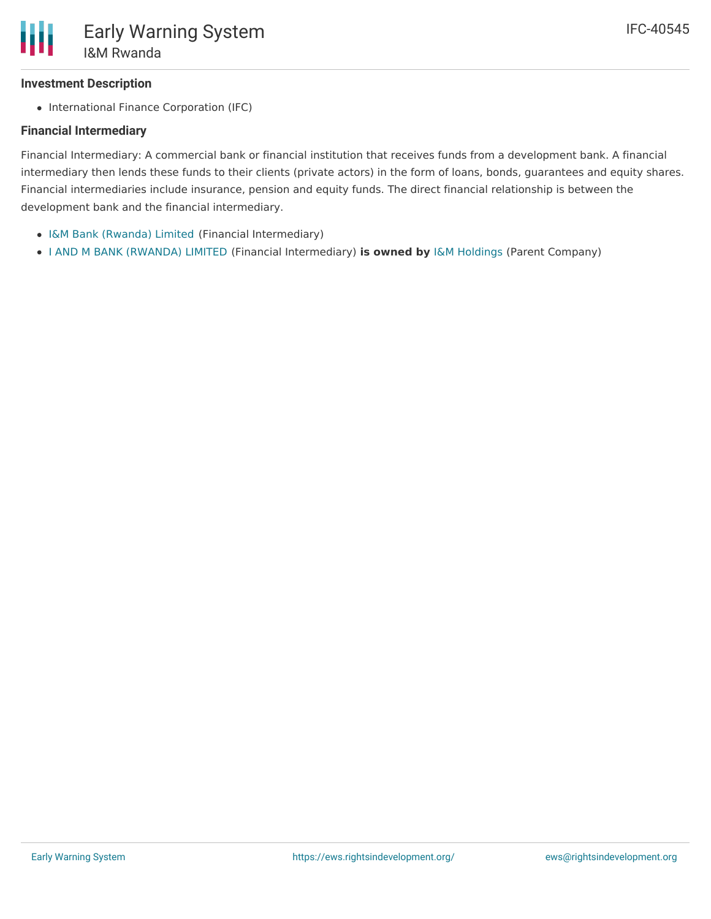### Investment Description

- International Finance Corporation (IFC)

### Financial Intermediary

Financial Intermediary: A commercial bank or financial institution that receives funds from a development bank. A financial intermediary then lends these funds to their clients (private actors) in the form of loans, bonds, guarantees and equity shares. Financial intermediaries include insurance, pension and equity funds. The direct financial relationship is between the development bank and the financial intermediary.

- I&M Bank (Rwanda) Limited (Financial Intermediary)
- I AND M BANK (RWANDA) LIMITED (Financial Intermediary) **is owned by** I&M Holdings (Parent Company)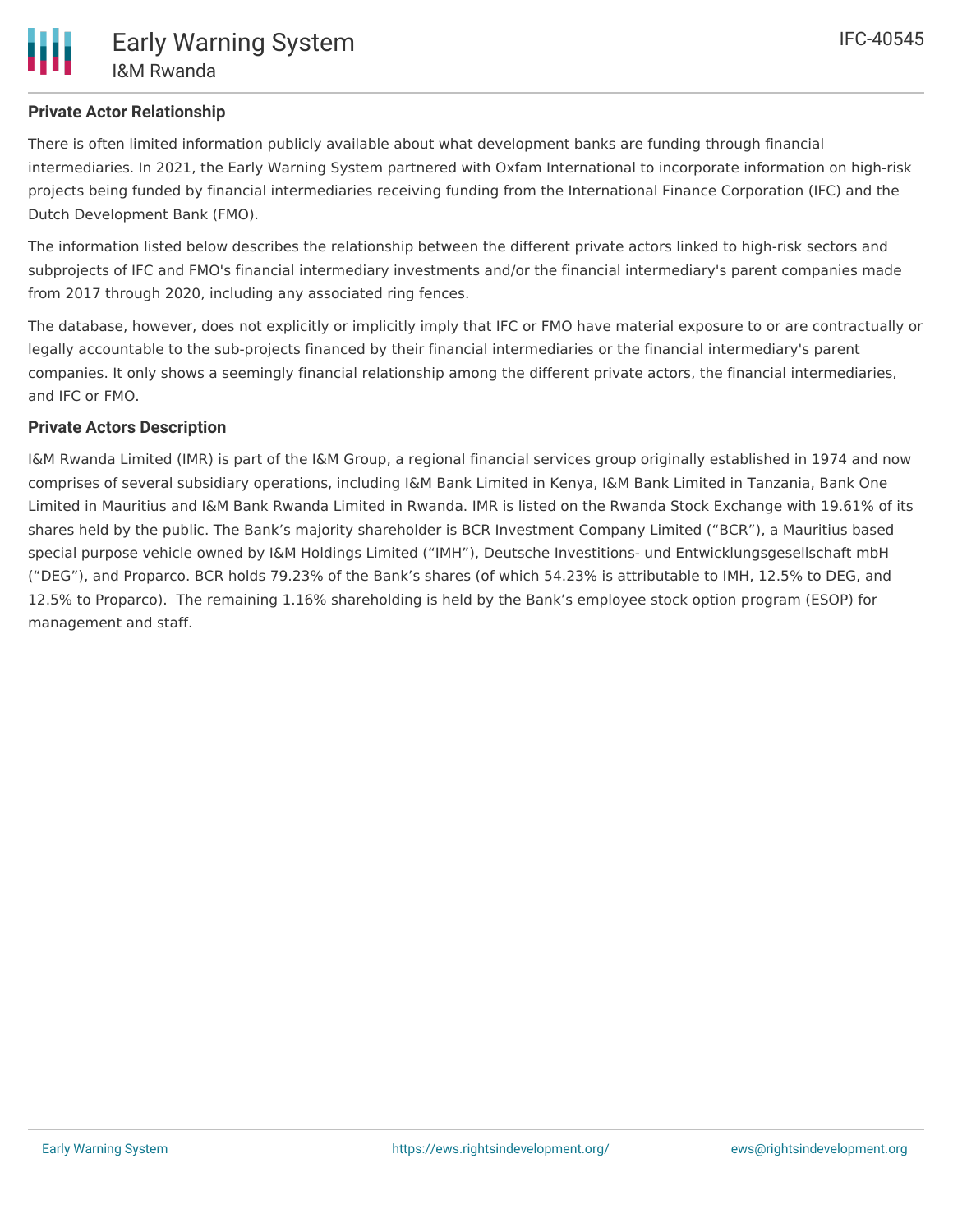## Private Actor Relationship

There is often limited information publicly available about what development banks are funding through financial intermediaries. In 2021, the Early Warning System partnered with Oxfam International to incorporate information on high-risk projects being funded by financial intermediaries receiving funding from the International Finance Corporation (IFC) and the Dutch Development Bank (FMO).

The information listed below describes the relationship between the different private actors linked to high-risk sectors and subprojects of IFC and FMO's financial intermediary investments and/or the financial intermediary's parent companies made from 2017 through 2020, including any associated ring fences.

The database, however, does not explicitly or implicitly imply that IFC or FMO have material exposure to or are contractually or legally accountable to the sub-projects financed by their financial intermediaries or the financial intermediary's parent companies. It only shows a seemingly financial relationship among the different private actors, the financial intermediaries, and IFC or FMO.

## Private Actors Description

I&M Rwanda Limited (IMR) is part of the I&M Group, a regional financial services group originally established in 1974 and now comprises of several subsidiary operations, including I&M Bank Limited in Kenya, I&M Bank Limited in Tanzania, Bank One Limited in Mauritius and I&M Bank Rwanda Limited in Rwanda. IMR is listed on the Rwanda Stock Exchange with 19.61% of its shares held by the public. The Bank's majority shareholder is BCR Investment Company Limited ("BCR"), a Mauritius based special purpose vehicle owned by I&M Holdings Limited ("IMH"), Deutsche Investitions- und Entwicklungsgesellschaft mbH ("DEG"), and Proparco. BCR holds 79.23% of the Bank's shares (of which 54.23% is attributable to IMH, 12.5% to DEG, and 12.5% to Proparco). The remaining 1.16% shareholding is held by the Bank's employee stock option program (ESOP) for management and staff.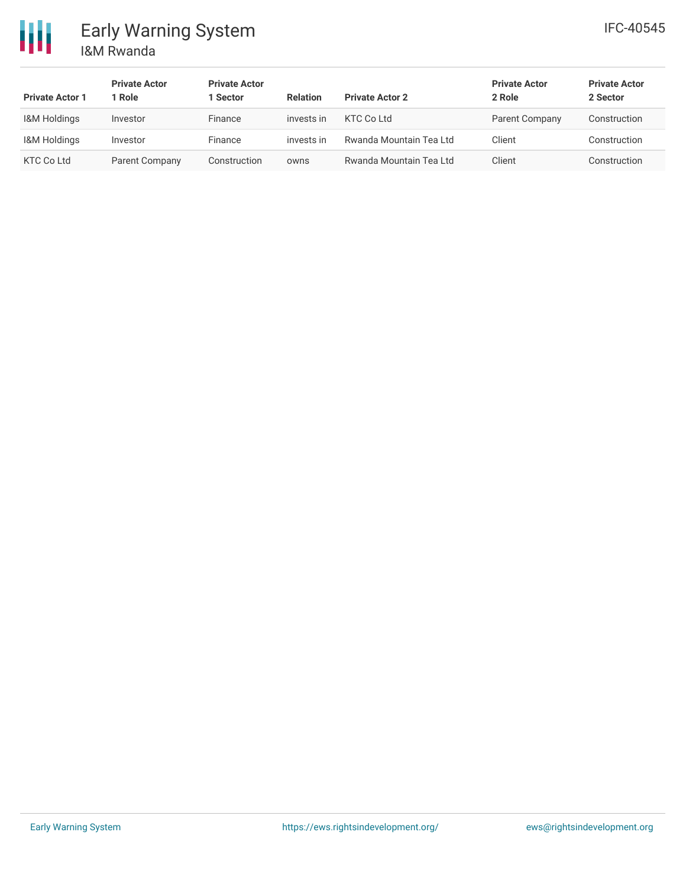| Private Actor 1 | Private Actor 1 Role | Private Actor 1 Sector | Relation | Private Actor 2 | Private Actor 2 Role | Private Actor 2 Sector |
|---|---|---|---|---|---|---|
| I&M Holdings | Investor | Finance | invests in | KTC Co Ltd | Parent Company | Construction |
| I&M Holdings | Investor | Finance | invests in | Rwanda Mountain Tea Ltd | Client | Construction |
| KTC Co Ltd | Parent Company | Construction | owns | Rwanda Mountain Tea Ltd | Client | Construction |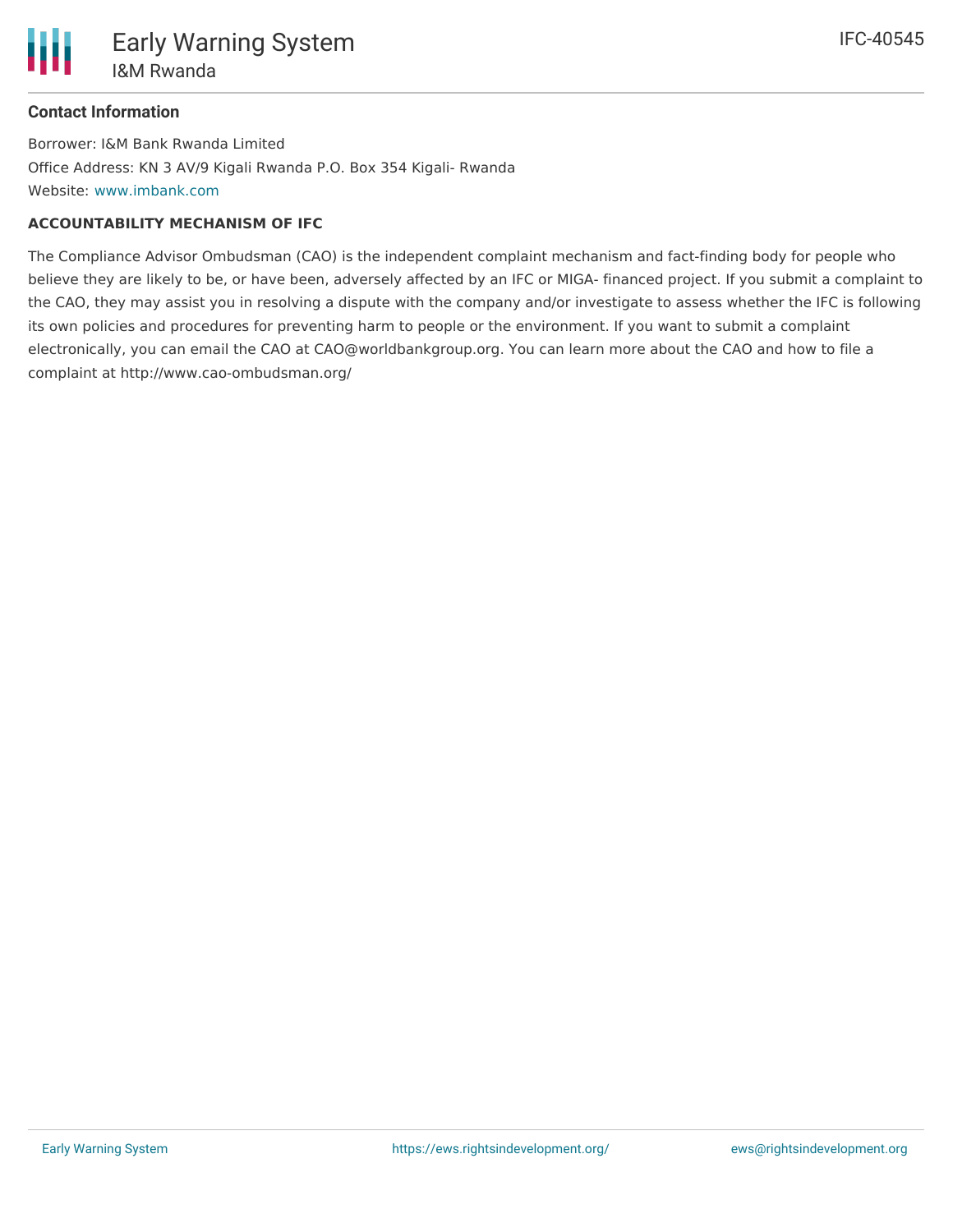### Contact Information

Borrower: I&M Bank Rwanda Limited
Office Address: KN 3 AV/9 Kigali Rwanda P.O. Box 354 Kigali- Rwanda
Website: www.imbank.com

**ACCOUNTABILITY MECHANISM OF IFC**

The Compliance Advisor Ombudsman (CAO) is the independent complaint mechanism and fact-finding body for people who believe they are likely to be, or have been, adversely affected by an IFC or MIGA- financed project. If you submit a complaint to the CAO, they may assist you in resolving a dispute with the company and/or investigate to assess whether the IFC is following its own policies and procedures for preventing harm to people or the environment. If you want to submit a complaint electronically, you can email the CAO at CAO@worldbankgroup.org. You can learn more about the CAO and how to file a complaint at http://www.cao-ombudsman.org/